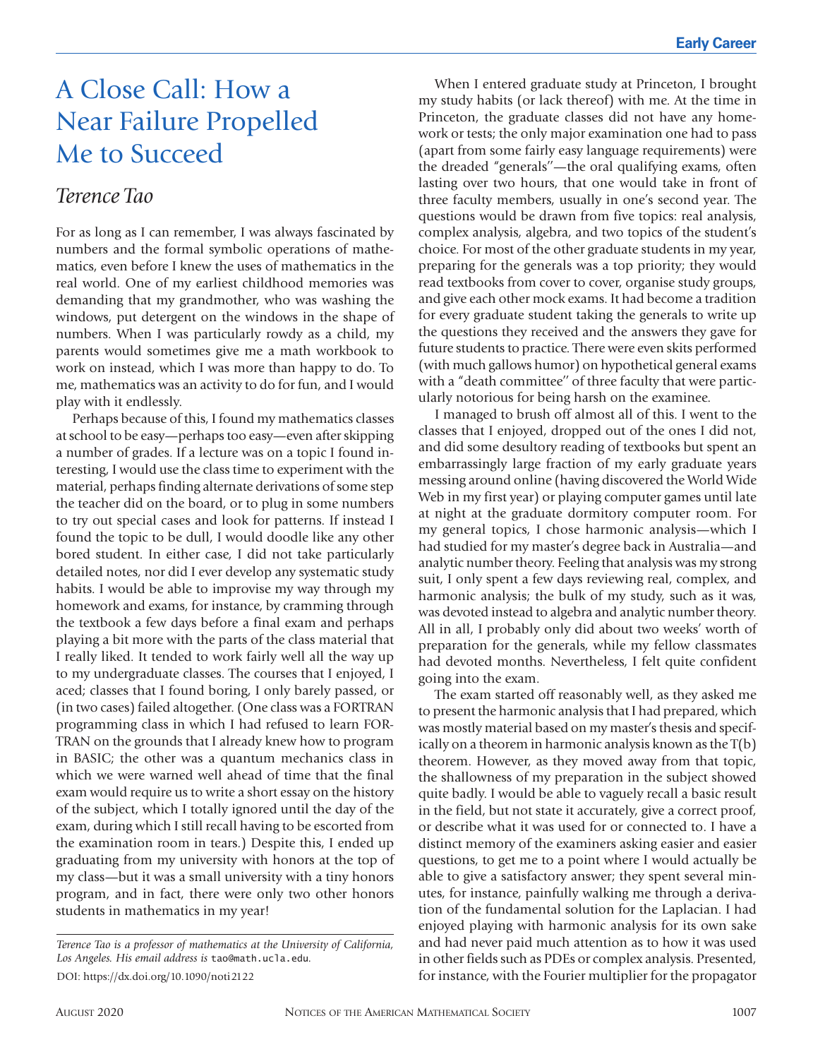# A Close Call: How a Near Failure Propelled Me to Succeed

## *Terence Tao*

For as long as I can remember, I was always fascinated by numbers and the formal symbolic operations of mathematics, even before I knew the uses of mathematics in the real world. One of my earliest childhood memories was demanding that my grandmother, who was washing the windows, put detergent on the windows in the shape of numbers. When I was particularly rowdy as a child, my parents would sometimes give me a math workbook to work on instead, which I was more than happy to do. To me, mathematics was an activity to do for fun, and I would play with it endlessly.

Perhaps because of this, I found my mathematics classes at school to be easy—perhaps too easy—even after skipping a number of grades. If a lecture was on a topic I found interesting, I would use the class time to experiment with the material, perhaps finding alternate derivations of some step the teacher did on the board, or to plug in some numbers to try out special cases and look for patterns. If instead I found the topic to be dull, I would doodle like any other bored student. In either case, I did not take particularly detailed notes, nor did I ever develop any systematic study habits. I would be able to improvise my way through my homework and exams, for instance, by cramming through the textbook a few days before a final exam and perhaps playing a bit more with the parts of the class material that I really liked. It tended to work fairly well all the way up to my undergraduate classes. The courses that I enjoyed, I aced; classes that I found boring, I only barely passed, or (in two cases) failed altogether. (One class was a FORTRAN programming class in which I had refused to learn FORTRAN on the grounds that I already knew how to program in BASIC; the other was a quantum mechanics class in which we were warned well ahead of time that the final exam would require us to write a short essay on the history of the subject, which I totally ignored until the day of the exam, during which I still recall having to be escorted from the examination room in tears.) Despite this, I ended up graduating from my university with honors at the top of my class—but it was a small university with a tiny honors program, and in fact, there were only two other honors students in mathematics in my year!

*Terence Tao is a professor of mathematics at the University of California, Los Angeles. His email address is* tao@math.ucla.edu.

DOI: https://dx.doi.org/10.1090/noti2122

When I entered graduate study at Princeton, I brought my study habits (or lack thereof) with me. At the time in Princeton, the graduate classes did not have any homework or tests; the only major examination one had to pass (apart from some fairly easy language requirements) were the dreaded "generals"—the oral qualifying exams, often lasting over two hours, that one would take in front of three faculty members, usually in one's second year. The questions would be drawn from five topics: real analysis, complex analysis, algebra, and two topics of the student's choice. For most of the other graduate students in my year, preparing for the generals was a top priority; they would read textbooks from cover to cover, organise study groups, and give each other mock exams. It had become a tradition for every graduate student taking the generals to write up the questions they received and the answers they gave for future students to practice. There were even skits performed (with much gallows humor) on hypothetical general exams with a "death committee" of three faculty that were particularly notorious for being harsh on the examinee.

I managed to brush off almost all of this. I went to the classes that I enjoyed, dropped out of the ones I did not, and did some desultory reading of textbooks but spent an embarrassingly large fraction of my early graduate years messing around online (having discovered the World Wide Web in my first year) or playing computer games until late at night at the graduate dormitory computer room. For my general topics, I chose harmonic analysis—which I had studied for my master's degree back in Australia—and analytic number theory. Feeling that analysis was my strong suit, I only spent a few days reviewing real, complex, and harmonic analysis; the bulk of my study, such as it was, was devoted instead to algebra and analytic number theory. All in all, I probably only did about two weeks' worth of preparation for the generals, while my fellow classmates had devoted months. Nevertheless, I felt quite confident going into the exam.

The exam started off reasonably well, as they asked me to present the harmonic analysis that I had prepared, which was mostly material based on my master's thesis and specifically on a theorem in harmonic analysis known as the T(b) theorem. However, as they moved away from that topic, the shallowness of my preparation in the subject showed quite badly. I would be able to vaguely recall a basic result in the field, but not state it accurately, give a correct proof, or describe what it was used for or connected to. I have a distinct memory of the examiners asking easier and easier questions, to get me to a point where I would actually be able to give a satisfactory answer; they spent several minutes, for instance, painfully walking me through a derivation of the fundamental solution for the Laplacian. I had enjoyed playing with harmonic analysis for its own sake and had never paid much attention as to how it was used in other fields such as PDEs or complex analysis. Presented, for instance, with the Fourier multiplier for the propagator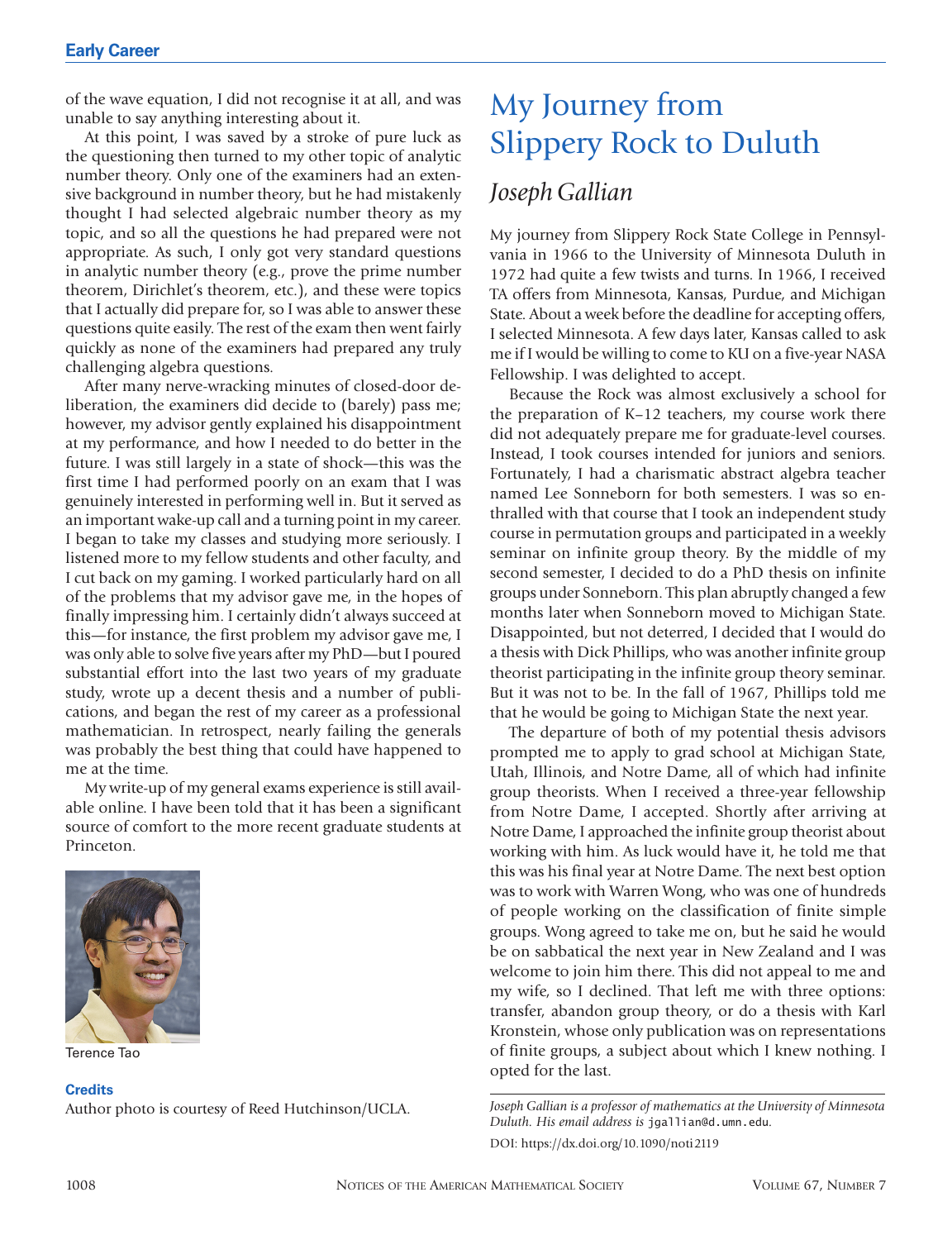of the wave equation, I did not recognise it at all, and was unable to say anything interesting about it.

At this point, I was saved by a stroke of pure luck as the questioning then turned to my other topic of analytic number theory. Only one of the examiners had an extensive background in number theory, but he had mistakenly thought I had selected algebraic number theory as my topic, and so all the questions he had prepared were not appropriate. As such, I only got very standard questions in analytic number theory (e.g., prove the prime number theorem, Dirichlet's theorem, etc.), and these were topics that I actually did prepare for, so I was able to answer these questions quite easily. The rest of the exam then went fairly quickly as none of the examiners had prepared any truly challenging algebra questions.

After many nerve-wracking minutes of closed-door deliberation, the examiners did decide to (barely) pass me; however, my advisor gently explained his disappointment at my performance, and how I needed to do better in the future. I was still largely in a state of shock—this was the first time I had performed poorly on an exam that I was genuinely interested in performing well in. But it served as an important wake-up call and a turning point in my career. I began to take my classes and studying more seriously. I listened more to my fellow students and other faculty, and I cut back on my gaming. I worked particularly hard on all of the problems that my advisor gave me, in the hopes of finally impressing him. I certainly didn't always succeed at this—for instance, the first problem my advisor gave me, I was only able to solve five years after my PhD—but I poured substantial effort into the last two years of my graduate study, wrote up a decent thesis and a number of publications, and began the rest of my career as a professional mathematician. In retrospect, nearly failing the generals was probably the best thing that could have happened to me at the time.

My write-up of my general exams experience is still available online. I have been told that it has been a significant source of comfort to the more recent graduate students at Princeton.

Terence Tao

**Credits**

Author photo is courtesy of Reed Hutchinson/UCLA.

# My Journey from Slippery Rock to Duluth

## *Joseph Gallian*

My journey from Slippery Rock State College in Pennsylvania in 1966 to the University of Minnesota Duluth in 1972 had quite a few twists and turns. In 1966, I received TA offers from Minnesota, Kansas, Purdue, and Michigan State. About a week before the deadline for accepting offers, I selected Minnesota. A few days later, Kansas called to ask me if I would be willing to come to KU on a five-year NASA Fellowship. I was delighted to accept.

Because the Rock was almost exclusively a school for the preparation of K–12 teachers, my course work there did not adequately prepare me for graduate-level courses. Instead, I took courses intended for juniors and seniors. Fortunately, I had a charismatic abstract algebra teacher named Lee Sonneborn for both semesters. I was so enthralled with that course that I took an independent study course in permutation groups and participated in a weekly seminar on infinite group theory. By the middle of my second semester, I decided to do a PhD thesis on infinite groups under Sonneborn. This plan abruptly changed a few months later when Sonneborn moved to Michigan State. Disappointed, but not deterred, I decided that I would do a thesis with Dick Phillips, who was another infinite group theorist participating in the infinite group theory seminar. But it was not to be. In the fall of 1967, Phillips told me that he would be going to Michigan State the next year.

The departure of both of my potential thesis advisors prompted me to apply to grad school at Michigan State, Utah, Illinois, and Notre Dame, all of which had infinite group theorists. When I received a three-year fellowship from Notre Dame, I accepted. Shortly after arriving at Notre Dame, I approached the infinite group theorist about working with him. As luck would have it, he told me that this was his final year at Notre Dame. The next best option was to work with Warren Wong, who was one of hundreds of people working on the classification of finite simple groups. Wong agreed to take me on, but he said he would be on sabbatical the next year in New Zealand and I was welcome to join him there. This did not appeal to me and my wife, so I declined. That left me with three options: transfer, abandon group theory, or do a thesis with Karl Kronstein, whose only publication was on representations of finite groups, a subject about which I knew nothing. I opted for the last.

*Joseph Gallian is a professor of mathematics at the University of Minnesota Duluth. His email address is* `jgallian@d.umn.edu`.

DOI: https://dx.doi.org/10.1090/noti2119